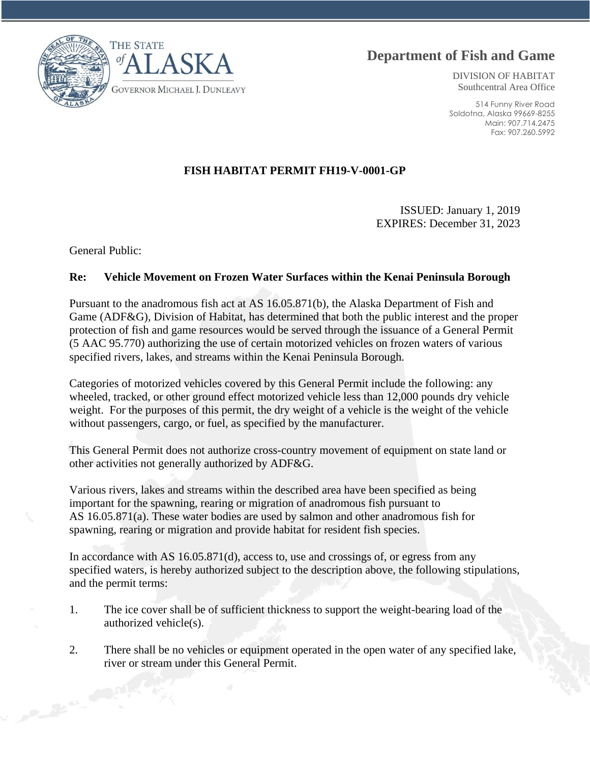THE STATE of ALASKA

GOVERNOR MICHAEL J. DUNLEAVY

**Department of Fish and Game**

DIVISION OF HABITAT
Southcentral Area Office

514 Funny River Road
Soldotna, Alaska 99669-8255
Main: 907.714.2475
Fax: 907.260.5992

**FISH HABITAT PERMIT FH19-V-0001-GP**

ISSUED: January 1, 2019
EXPIRES: December 31, 2023

General Public:

**Re: Vehicle Movement on Frozen Water Surfaces within the Kenai Peninsula Borough**

Pursuant to the anadromous fish act at AS 16.05.871(b), the Alaska Department of Fish and Game (ADF&G), Division of Habitat, has determined that both the public interest and the proper protection of fish and game resources would be served through the issuance of a General Permit (5 AAC 95.770) authorizing the use of certain motorized vehicles on frozen waters of various specified rivers, lakes, and streams within the Kenai Peninsula Borough.

Categories of motorized vehicles covered by this General Permit include the following: any wheeled, tracked, or other ground effect motorized vehicle less than 12,000 pounds dry vehicle weight. For the purposes of this permit, the dry weight of a vehicle is the weight of the vehicle without passengers, cargo, or fuel, as specified by the manufacturer.

This General Permit does not authorize cross-country movement of equipment on state land or other activities not generally authorized by ADF&G.

Various rivers, lakes and streams within the described area have been specified as being important for the spawning, rearing or migration of anadromous fish pursuant to AS 16.05.871(a). These water bodies are used by salmon and other anadromous fish for spawning, rearing or migration and provide habitat for resident fish species.

In accordance with AS 16.05.871(d), access to, use and crossings of, or egress from any specified waters, is hereby authorized subject to the description above, the following stipulations, and the permit terms:

1. The ice cover shall be of sufficient thickness to support the weight-bearing load of the authorized vehicle(s).

2. There shall be no vehicles or equipment operated in the open water of any specified lake, river or stream under this General Permit.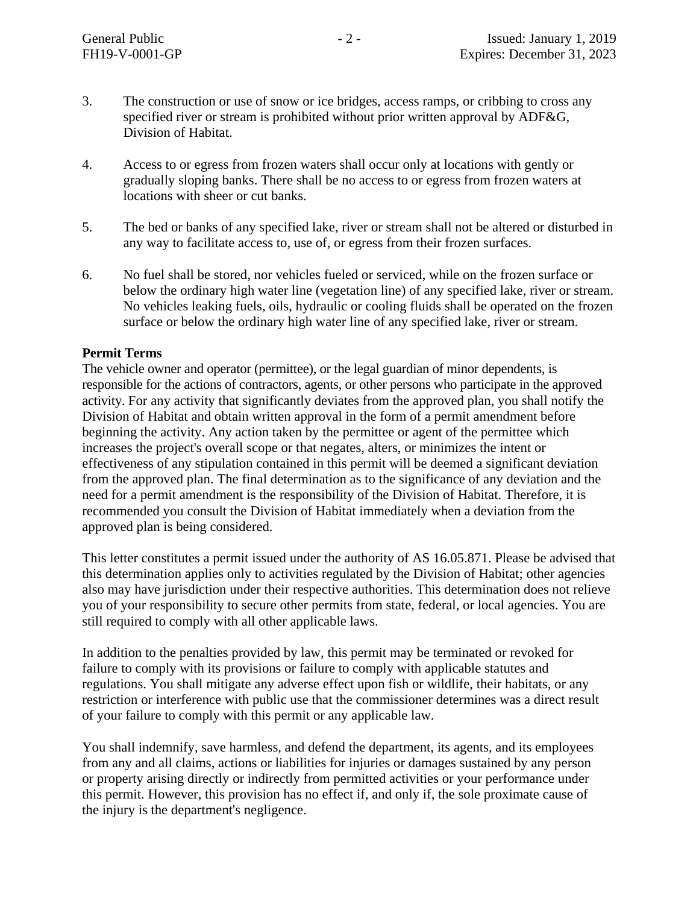3. The construction or use of snow or ice bridges, access ramps, or cribbing to cross any specified river or stream is prohibited without prior written approval by ADF&G, Division of Habitat.

4. Access to or egress from frozen waters shall occur only at locations with gently or gradually sloping banks. There shall be no access to or egress from frozen waters at locations with sheer or cut banks.

5. The bed or banks of any specified lake, river or stream shall not be altered or disturbed in any way to facilitate access to, use of, or egress from their frozen surfaces.

6. No fuel shall be stored, nor vehicles fueled or serviced, while on the frozen surface or below the ordinary high water line (vegetation line) of any specified lake, river or stream. No vehicles leaking fuels, oils, hydraulic or cooling fluids shall be operated on the frozen surface or below the ordinary high water line of any specified lake, river or stream.

**Permit Terms**

The vehicle owner and operator (permittee), or the legal guardian of minor dependents, is responsible for the actions of contractors, agents, or other persons who participate in the approved activity. For any activity that significantly deviates from the approved plan, you shall notify the Division of Habitat and obtain written approval in the form of a permit amendment before beginning the activity. Any action taken by the permittee or agent of the permittee which increases the project's overall scope or that negates, alters, or minimizes the intent or effectiveness of any stipulation contained in this permit will be deemed a significant deviation from the approved plan. The final determination as to the significance of any deviation and the need for a permit amendment is the responsibility of the Division of Habitat. Therefore, it is recommended you consult the Division of Habitat immediately when a deviation from the approved plan is being considered.

This letter constitutes a permit issued under the authority of AS 16.05.871. Please be advised that this determination applies only to activities regulated by the Division of Habitat; other agencies also may have jurisdiction under their respective authorities. This determination does not relieve you of your responsibility to secure other permits from state, federal, or local agencies. You are still required to comply with all other applicable laws.

In addition to the penalties provided by law, this permit may be terminated or revoked for failure to comply with its provisions or failure to comply with applicable statutes and regulations. You shall mitigate any adverse effect upon fish or wildlife, their habitats, or any restriction or interference with public use that the commissioner determines was a direct result of your failure to comply with this permit or any applicable law.

You shall indemnify, save harmless, and defend the department, its agents, and its employees from any and all claims, actions or liabilities for injuries or damages sustained by any person or property arising directly or indirectly from permitted activities or your performance under this permit. However, this provision has no effect if, and only if, the sole proximate cause of the injury is the department's negligence.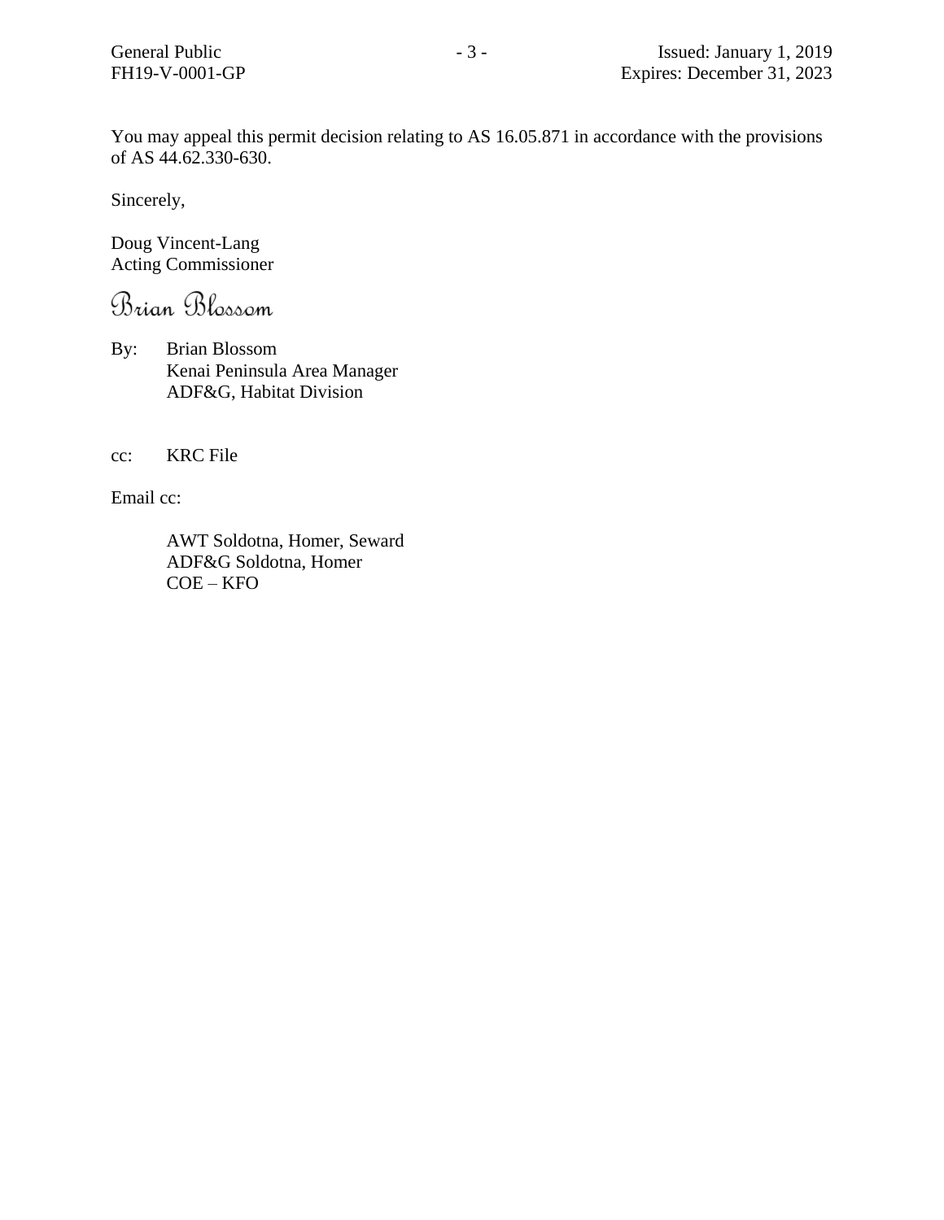You may appeal this permit decision relating to AS 16.05.871 in accordance with the provisions of AS 44.62.330-630.

Sincerely,

Doug Vincent-Lang
Acting Commissioner

Brian Blossom

By: Brian Blossom
Kenai Peninsula Area Manager
ADF&G, Habitat Division

cc: KRC File

Email cc:

AWT Soldotna, Homer, Seward
ADF&G Soldotna, Homer
COE – KFO